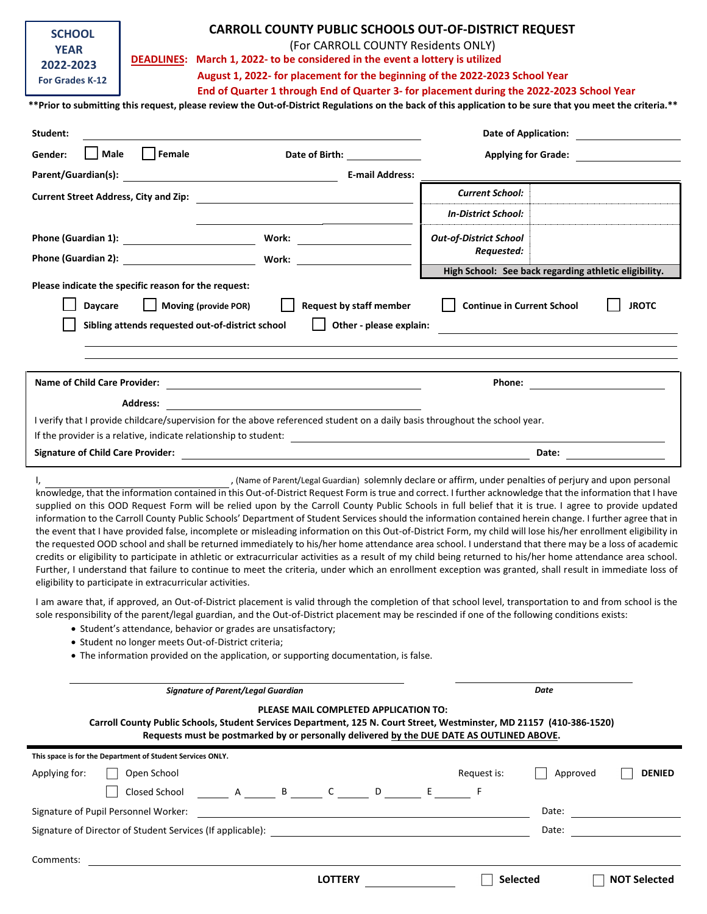**SCHOOL YEAR 2022-2023**
**For Grades K-12**

# CARROLL COUNTY PUBLIC SCHOOLS OUT-OF-DISTRICT REQUEST

(For CARROLL COUNTY Residents ONLY)

**DEADLINES:** **March 1, 2022- to be considered in the event a lottery is utilized**
**August 1, 2022- for placement for the beginning of the 2022-2023 School Year**
**End of Quarter 1 through End of Quarter 3- for placement during the 2022-2023 School Year**

****Prior to submitting this request, please review the Out-of-District Regulations on the back of this application to be sure that you meet the criteria.****

**Student:** ______________________ **Date of Application:** ______________

**Gender:** ☐ Male ☐ Female **Date of Birth:** ______________ **Applying for Grade:** ______________

**Parent/Guardian(s):** ______________________ **E-mail Address:** ______________________

**Current Street Address, City and Zip:** ______________________

______________________

**Phone (Guardian 1):** ______________ **Work:** ______________

**Phone (Guardian 2):** ______________ **Work:** ______________

| | |
|---|---|
| ***Current School:*** | |
| ***In-District School:*** | |
| ***Out-of-District School Requested:*** | |
| **High School: See back regarding athletic eligibility.** | |

**Please indicate the specific reason for the request:**

☐ **Daycare** ☐ **Moving (provide POR)** ☐ **Request by staff member** ☐ **Continue in Current School** ☐ **JROTC**

☐ **Sibling attends requested out-of-district school** ☐ **Other - please explain:** ______________________

______________________

______________________

**Name of Child Care Provider:** ______________________ **Phone:** ______________

**Address:** ______________________

I verify that I provide childcare/supervision for the above referenced student on a daily basis throughout the school year.

If the provider is a relative, indicate relationship to student: ______________________

**Signature of Child Care Provider:** ______________________ **Date:** ______________

I, ______________________, (Name of Parent/Legal Guardian) solemnly declare or affirm, under penalties of perjury and upon personal knowledge, that the information contained in this Out-of-District Request Form is true and correct. I further acknowledge that the information that I have supplied on this OOD Request Form will be relied upon by the Carroll County Public Schools in full belief that it is true. I agree to provide updated information to the Carroll County Public Schools' Department of Student Services should the information contained herein change. I further agree that in the event that I have provided false, incomplete or misleading information on this Out-of-District Form, my child will lose his/her enrollment eligibility in the requested OOD school and shall be returned immediately to his/her home attendance area school. I understand that there may be a loss of academic credits or eligibility to participate in athletic or extracurricular activities as a result of my child being returned to his/her home attendance area school. Further, I understand that failure to continue to meet the criteria, under which an enrollment exception was granted, shall result in immediate loss of eligibility to participate in extracurricular activities.

I am aware that, if approved, an Out-of-District placement is valid through the completion of that school level, transportation to and from school is the sole responsibility of the parent/legal guardian, and the Out-of-District placement may be rescinded if one of the following conditions exists:

- Student's attendance, behavior or grades are unsatisfactory;
- Student no longer meets Out-of-District criteria;
- The information provided on the application, or supporting documentation, is false.

______________________ ______________________
***Signature of Parent/Legal Guardian*** ***Date***

**PLEASE MAIL COMPLETED APPLICATION TO:**
**Carroll County Public Schools, Student Services Department, 125 N. Court Street, Westminster, MD 21157 (410-386-1520)**
**Requests must be postmarked by or personally delivered by the DUE DATE AS OUTLINED ABOVE.**

---

**This space is for the Department of Student Services ONLY.**

Applying for: ☐ Open School Request is: ☐ Approved ☐ **DENIED**

☐ Closed School ______ A ______ B ______ C ______ D ______ E ______ F

Signature of Pupil Personnel Worker: ______________________ Date: ______________

Signature of Director of Student Services (If applicable): ______________________ Date: ______________

Comments: ______________________

**LOTTERY** ______________ ☐ **Selected** ☐ **NOT Selected**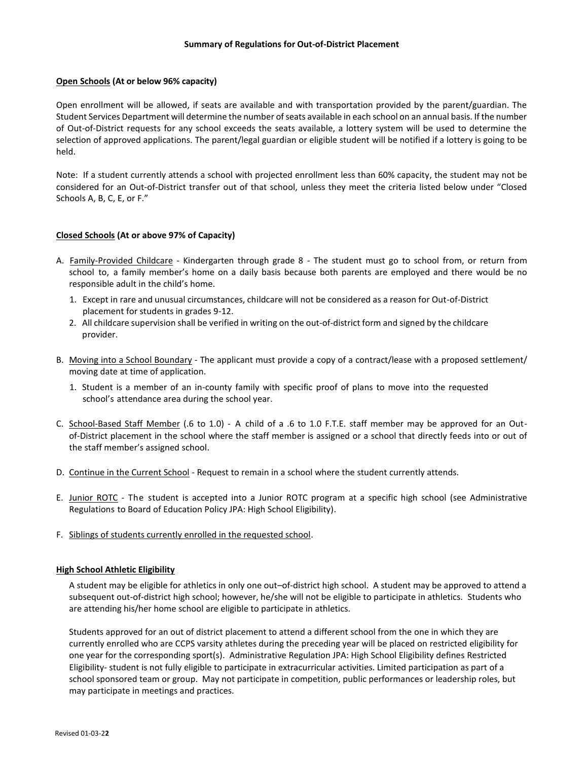# Summary of Regulations for Out-of-District Placement

**Open Schools (At or below 96% capacity)**

Open enrollment will be allowed, if seats are available and with transportation provided by the parent/guardian. The Student Services Department will determine the number of seats available in each school on an annual basis. If the number of Out-of-District requests for any school exceeds the seats available, a lottery system will be used to determine the selection of approved applications. The parent/legal guardian or eligible student will be notified if a lottery is going to be held.

Note: If a student currently attends a school with projected enrollment less than 60% capacity, the student may not be considered for an Out-of-District transfer out of that school, unless they meet the criteria listed below under "Closed Schools A, B, C, E, or F."

**Closed Schools (At or above 97% of Capacity)**

A. Family-Provided Childcare - Kindergarten through grade 8 - The student must go to school from, or return from school to, a family member's home on a daily basis because both parents are employed and there would be no responsible adult in the child's home.
   1. Except in rare and unusual circumstances, childcare will not be considered as a reason for Out-of-District placement for students in grades 9-12.
   2. All childcare supervision shall be verified in writing on the out-of-district form and signed by the childcare provider.

B. Moving into a School Boundary - The applicant must provide a copy of a contract/lease with a proposed settlement/ moving date at time of application.
   1. Student is a member of an in-county family with specific proof of plans to move into the requested school's attendance area during the school year.

C. School-Based Staff Member (.6 to 1.0) - A child of a .6 to 1.0 F.T.E. staff member may be approved for an Out-of-District placement in the school where the staff member is assigned or a school that directly feeds into or out of the staff member's assigned school.

D. Continue in the Current School - Request to remain in a school where the student currently attends.

E. Junior ROTC - The student is accepted into a Junior ROTC program at a specific high school (see Administrative Regulations to Board of Education Policy JPA: High School Eligibility).

F. Siblings of students currently enrolled in the requested school.

**High School Athletic Eligibility**

A student may be eligible for athletics in only one out–of-district high school. A student may be approved to attend a subsequent out-of-district high school; however, he/she will not be eligible to participate in athletics. Students who are attending his/her home school are eligible to participate in athletics.

Students approved for an out of district placement to attend a different school from the one in which they are currently enrolled who are CCPS varsity athletes during the preceding year will be placed on restricted eligibility for one year for the corresponding sport(s). Administrative Regulation JPA: High School Eligibility defines Restricted Eligibility- student is not fully eligible to participate in extracurricular activities. Limited participation as part of a school sponsored team or group. May not participate in competition, public performances or leadership roles, but may participate in meetings and practices.

Revised 01-03-22